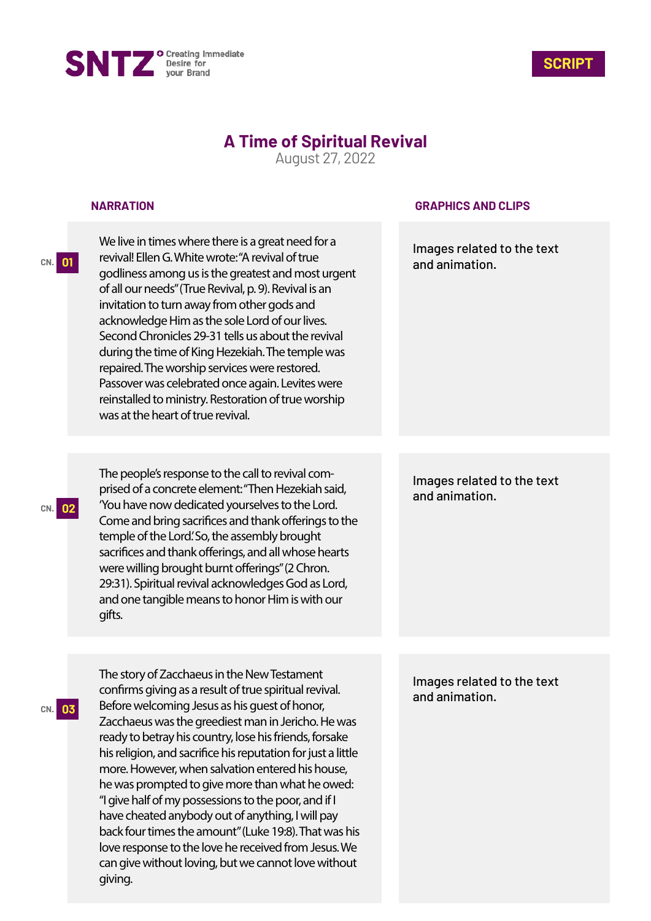SNTZ Creating Immediate Desire for your Brand

SCRIPT

# A Time of Spiritual Revival

August 27, 2022

| | NARRATION | GRAPHICS AND CLIPS |
|---|---|---|
| CN. 01 | We live in times where there is a great need for a revival! Ellen G. White wrote: "A revival of true godliness among us is the greatest and most urgent of all our needs" (True Revival, p. 9). Revival is an invitation to turn away from other gods and acknowledge Him as the sole Lord of our lives. Second Chronicles 29-31 tells us about the revival during the time of King Hezekiah. The temple was repaired. The worship services were restored. Passover was celebrated once again. Levites were reinstalled to ministry. Restoration of true worship was at the heart of true revival. | Images related to the text and animation. |
| CN. 02 | The people's response to the call to revival comprised of a concrete element: "Then Hezekiah said, 'You have now dedicated yourselves to the Lord. Come and bring sacrifices and thank offerings to the temple of the Lord.' So, the assembly brought sacrifices and thank offerings, and all whose hearts were willing brought burnt offerings" (2 Chron. 29:31). Spiritual revival acknowledges God as Lord, and one tangible means to honor Him is with our gifts. | Images related to the text and animation. |
| CN. 03 | The story of Zacchaeus in the New Testament confirms giving as a result of true spiritual revival. Before welcoming Jesus as his guest of honor, Zacchaeus was the greediest man in Jericho. He was ready to betray his country, lose his friends, forsake his religion, and sacrifice his reputation for just a little more. However, when salvation entered his house, he was prompted to give more than what he owed: "I give half of my possessions to the poor, and if I have cheated anybody out of anything, I will pay back four times the amount" (Luke 19:8). That was his love response to the love he received from Jesus. We can give without loving, but we cannot love without giving. | Images related to the text and animation. |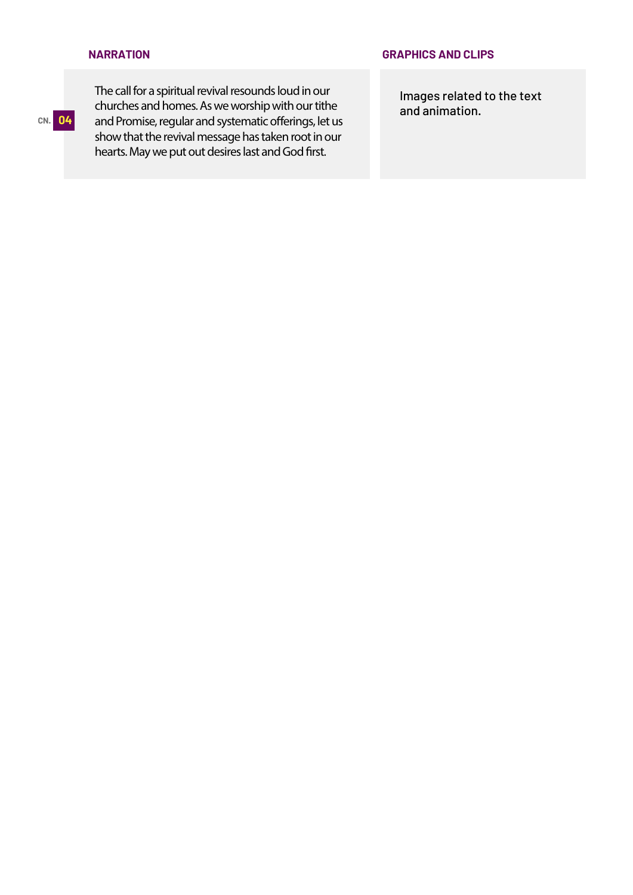| | NARRATION | GRAPHICS AND CLIPS |
| --- | --- | --- |
| CN. 04 | The call for a spiritual revival resounds loud in our churches and homes. As we worship with our tithe and Promise, regular and systematic offerings, let us show that the revival message has taken root in our hearts. May we put out desires last and God first. | Images related to the text and animation. |